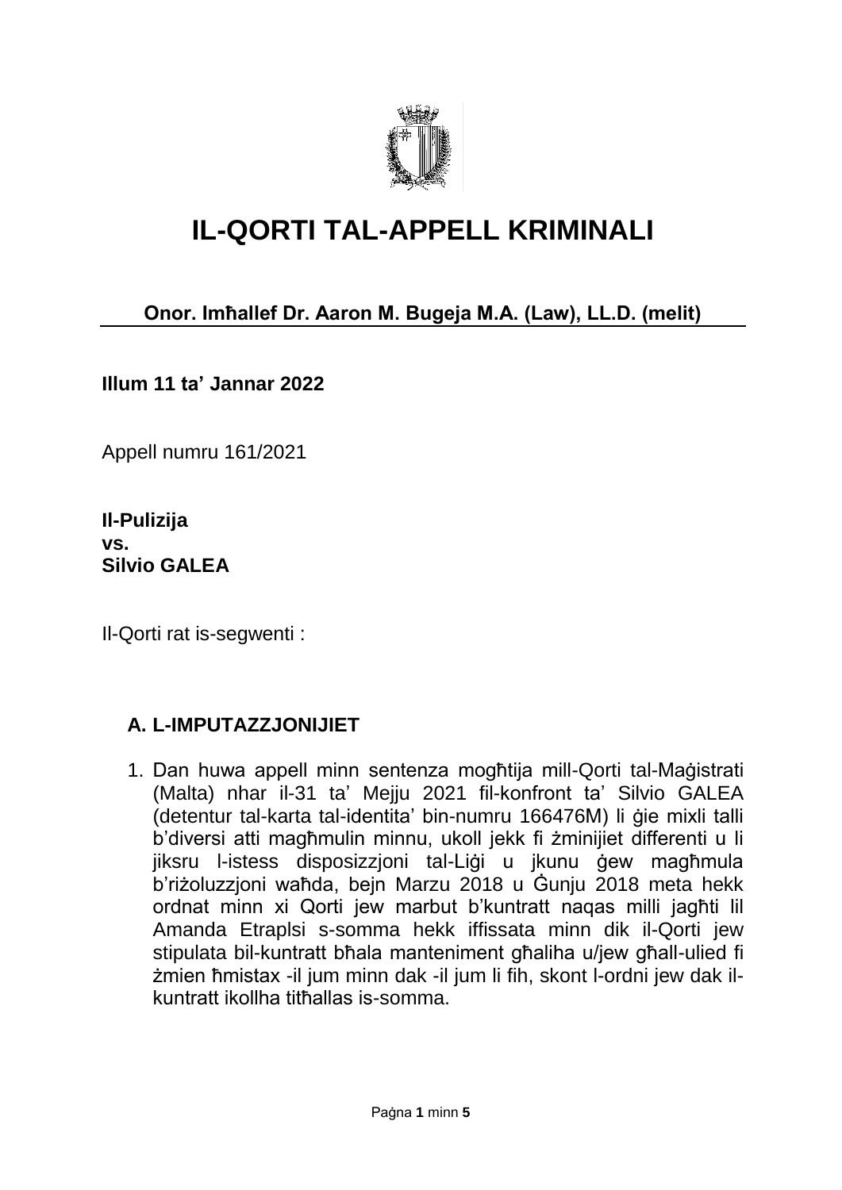# IL-QORTI TAL-APPELL KRIMINALI

**Onor. Imħallef Dr. Aaron M. Bugeja M.A. (Law), LL.D. (melit)**

**Illum 11 ta' Jannar 2022**

Appell numru 161/2021

**Il-Pulizija**
**vs.**
**Silvio GALEA**

Il-Qorti rat is-segwenti :

## A. L-IMPUTAZZJONIJIET

1. Dan huwa appell minn sentenza mogħtija mill-Qorti tal-Maġistrati (Malta) nhar il-31 ta' Mejju 2021 fil-konfront ta' Silvio GALEA (detentur tal-karta tal-identita' bin-numru 166476M) li ġie mixli talli b'diversi atti magħmulin minnu, ukoll jekk fi żminijiet differenti u li jiksru l-istess disposizzjoni tal-Liġi u jkunu ġew magħmula b'riżoluzzjoni waħda, bejn Marzu 2018 u Ġunju 2018 meta hekk ordnat minn xi Qorti jew marbut b'kuntratt naqas milli jagħti lil Amanda Etraplsi s-somma hekk iffissata minn dik il-Qorti jew stipulata bil-kuntratt bħala manteniment għaliha u/jew għall-ulied fi żmien ħmistax -il jum minn dak -il jum li fih, skont l-ordni jew dak il-kuntratt ikollha titħallas is-somma.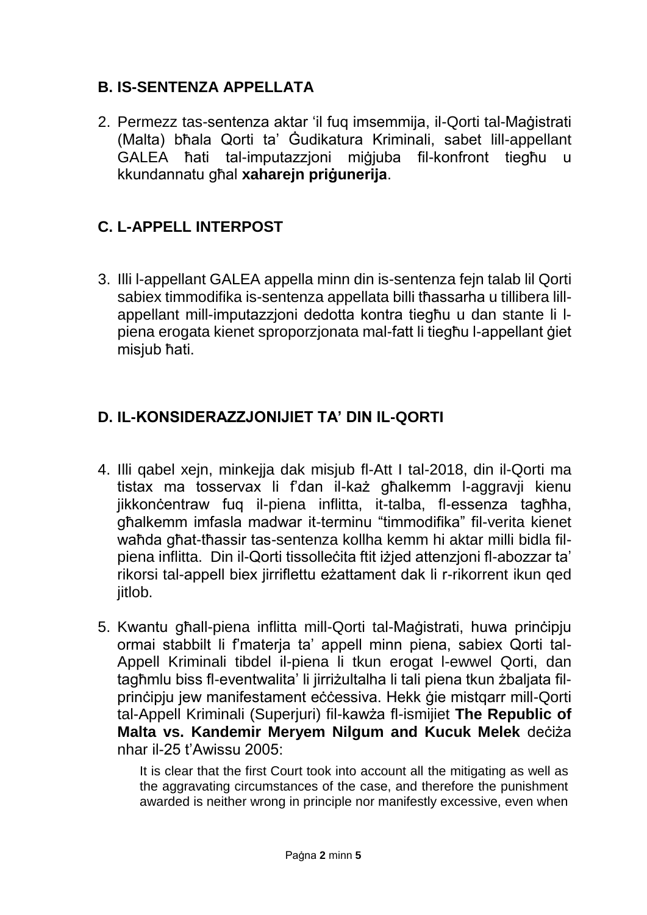## B. IS-SENTENZA APPELLATA

2. Permezz tas-sentenza aktar 'il fuq imsemmija, il-Qorti tal-Maġistrati (Malta) bħala Qorti ta' Ġudikatura Kriminali, sabet lill-appellant GALEA ħati tal-imputazzjoni miġjuba fil-konfront tiegħu u kkundannatu għal **xaharejn priġunerija**.

## C. L-APPELL INTERPOST

3. Illi l-appellant GALEA appella minn din is-sentenza fejn talab lil Qorti sabiex timmodifika is-sentenza appellata billi tħassarha u tillibera lill-appellant mill-imputazzjoni dedotta kontra tiegħu u dan stante li l-piena erogata kienet sproporzjonata mal-fatt li tiegħu l-appellant ġiet misjub ħati.

## D. IL-KONSIDERAZZJONIJIET TA' DIN IL-QORTI

4. Illi qabel xejn, minkejja dak misjub fl-Att I tal-2018, din il-Qorti ma tistax ma tosservax li f'dan il-każ għalkemm l-aggravji kienu jikkonċentraw fuq il-piena inflitta, it-talba, fl-essenza tagħha, għalkemm imfasla madwar it-terminu "timmodifika" fil-verita kienet waħda għat-tħassir tas-sentenza kollha kemm hi aktar milli bidla fil-piena inflitta. Din il-Qorti tissolleċita ftit iżjed attenzjoni fl-abozzar ta' rikorsi tal-appell biex jirriflettu eżattament dak li r-rikorrent ikun qed jitlob.

5. Kwantu għall-piena inflitta mill-Qorti tal-Maġistrati, huwa prinċipju ormai stabbilt li f'materja ta' appell minn piena, sabiex Qorti tal-Appell Kriminali tibdel il-piena li tkun erogat l-ewwel Qorti, dan tagħmlu biss fl-eventwalita' li jirriżultalha li tali piena tkun żbaljata fil-prinċipju jew manifestament eċċessiva. Hekk ġie mistqarr mill-Qorti tal-Appell Kriminali (Superjuri) fil-kawża fl-ismijiet **The Republic of Malta vs. Kandemir Meryem Nilgum and Kucuk Melek** deċiża nhar il-25 t'Awissu 2005:

> It is clear that the first Court took into account all the mitigating as well as the aggravating circumstances of the case, and therefore the punishment awarded is neither wrong in principle nor manifestly excessive, even when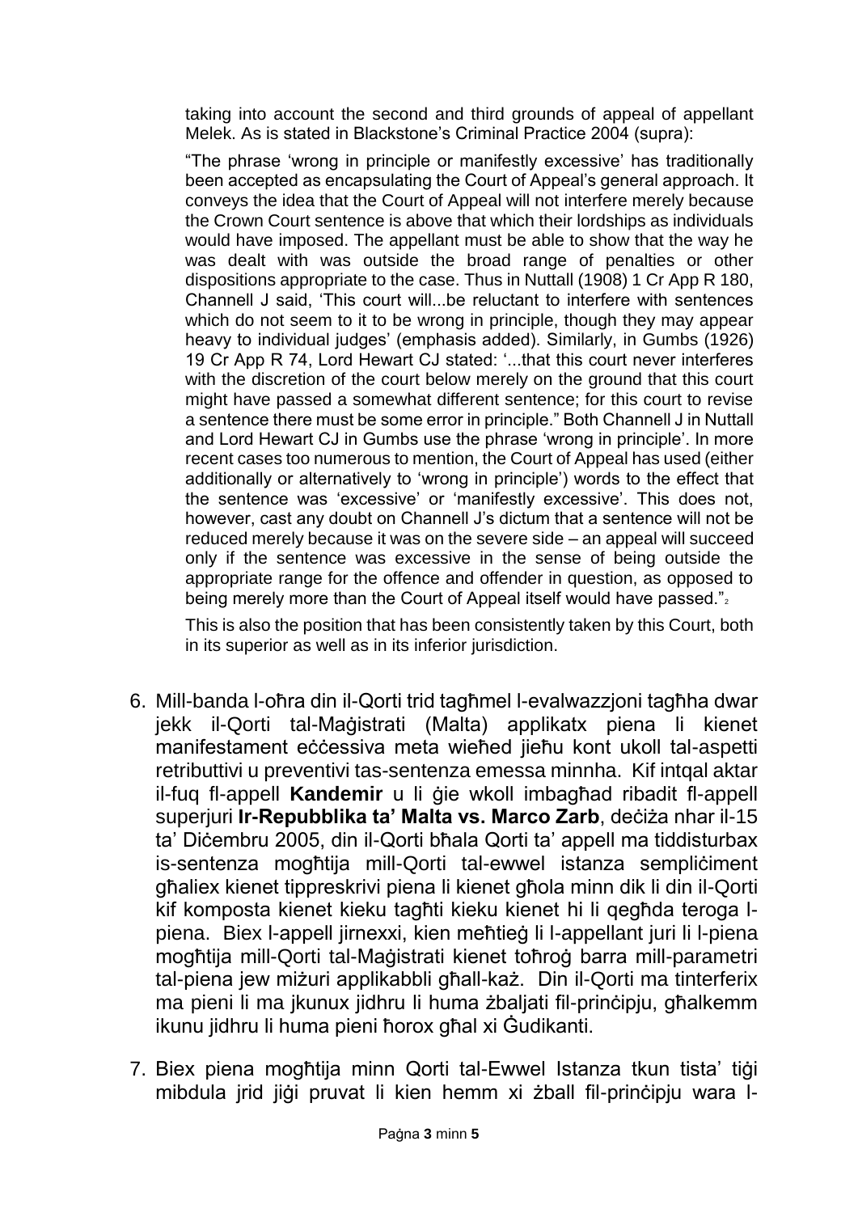taking into account the second and third grounds of appeal of appellant Melek. As is stated in Blackstone's Criminal Practice 2004 (supra):

"The phrase 'wrong in principle or manifestly excessive' has traditionally been accepted as encapsulating the Court of Appeal's general approach. It conveys the idea that the Court of Appeal will not interfere merely because the Crown Court sentence is above that which their lordships as individuals would have imposed. The appellant must be able to show that the way he was dealt with was outside the broad range of penalties or other dispositions appropriate to the case. Thus in Nuttall (1908) 1 Cr App R 180, Channell J said, 'This court will...be reluctant to interfere with sentences which do not seem to it to be wrong in principle, though they may appear heavy to individual judges' (emphasis added). Similarly, in Gumbs (1926) 19 Cr App R 74, Lord Hewart CJ stated: '...that this court never interferes with the discretion of the court below merely on the ground that this court might have passed a somewhat different sentence; for this court to revise a sentence there must be some error in principle." Both Channell J in Nuttall and Lord Hewart CJ in Gumbs use the phrase 'wrong in principle'. In more recent cases too numerous to mention, the Court of Appeal has used (either additionally or alternatively to 'wrong in principle') words to the effect that the sentence was 'excessive' or 'manifestly excessive'. This does not, however, cast any doubt on Channell J's dictum that a sentence will not be reduced merely because it was on the severe side – an appeal will succeed only if the sentence was excessive in the sense of being outside the appropriate range for the offence and offender in question, as opposed to being merely more than the Court of Appeal itself would have passed."[2]

This is also the position that has been consistently taken by this Court, both in its superior as well as in its inferior jurisdiction.

6. Mill-banda l-oħra din il-Qorti trid tagħmel l-evalwazzjoni tagħha dwar jekk il-Qorti tal-Maġistrati (Malta) applikatx piena li kienet manifestament eċċessiva meta wieħed jieħu kont ukoll tal-aspetti retributtivi u preventivi tas-sentenza emessa minnha. Kif intqal aktar il-fuq fl-appell **Kandemir** u li ġie wkoll imbagħad ribadit fl-appell superjuri **Ir-Repubblika ta' Malta vs. Marco Zarb**, deċiża nhar il-15 ta' Diċembru 2005, din il-Qorti bħala Qorti ta' appell ma tiddisturbax is-sentenza mogħtija mill-Qorti tal-ewwel istanza sempliċiment għaliex kienet tippreskrivi piena li kienet għola minn dik li din il-Qorti kif komposta kienet kieku tagħti kieku kienet hi li qegħda teroga l-piena. Biex l-appell jirnexxi, kien meħtieġ li l-appellant juri li l-piena mogħtija mill-Qorti tal-Maġistrati kienet toħroġ barra mill-parametri tal-piena jew miżuri applikabbli għall-każ. Din il-Qorti ma tinterferix ma pieni li ma jkunux jidhru li huma żbaljati fil-prinċipju, għalkemm ikunu jidhru li huma pieni ħorox għal xi Ġudikanti.

7. Biex piena mogħtija minn Qorti tal-Ewwel Istanza tkun tista' tiġi mibdula jrid jiġi pruvat li kien hemm xi żball fil-prinċipju wara l-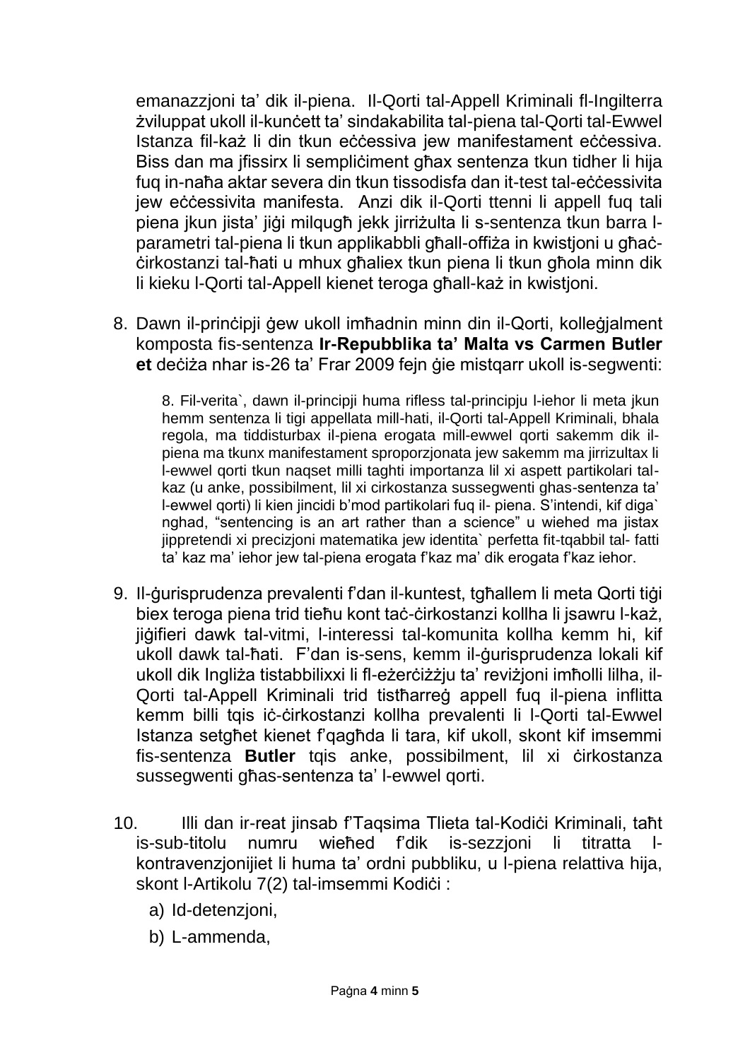emanazzjoni ta' dik il-piena. Il-Qorti tal-Appell Kriminali fl-Ingilterra żviluppat ukoll il-kunċett ta' sindakabilita tal-piena tal-Qorti tal-Ewwel Istanza fil-każ li din tkun eċċessiva jew manifestament eċċessiva. Biss dan ma jfissirx li sempliċiment għax sentenza tkun tidher li hija fuq in-naħa aktar severa din tkun tissodisfa dan it-test tal-eċċessivita jew eċċessivita manifesta. Anzi dik il-Qorti ttenni li appell fuq tali piena jkun jista' jiġi milqugħ jekk jirriżulta li s-sentenza tkun barra l-parametri tal-piena li tkun applikabbli għall-offiża in kwistjoni u għaċ-ċirkostanzi tal-ħati u mhux għaliex tkun piena li tkun għola minn dik li kieku l-Qorti tal-Appell kienet teroga għall-każ in kwistjoni.

8. Dawn il-prinċipji ġew ukoll imħadnin minn din il-Qorti, kolleġjalment komposta fis-sentenza **Ir-Repubblika ta' Malta vs Carmen Butler et** deċiża nhar is-26 ta' Frar 2009 fejn ġie mistqarr ukoll is-segwenti:

   > 8. Fil-verita`, dawn il-principji huma rifless tal-principju l-iehor li meta jkun hemm sentenza li tigi appellata mill-hati, il-Qorti tal-Appell Kriminali, bhala regola, ma tiddisturbax il-piena erogata mill-ewwel qorti sakemm dik il-piena ma tkunx manifestament sproporzjonata jew sakemm ma jirrizultax li l-ewwel qorti tkun naqset milli taghti importanza lil xi aspett partikolari tal-kaz (u anke, possibilment, lil xi cirkostanza sussegwenti ghas-sentenza ta' l-ewwel qorti) li kien jincidi b'mod partikolari fuq il- piena. S'intendi, kif diga` nghad, "sentencing is an art rather than a science" u wiehed ma jistax jippretendi xi precizjoni matematika jew identita` perfetta fit-tqabbil tal- fatti ta' kaz ma' iehor jew tal-piena erogata f'kaz ma' dik erogata f'kaz iehor.

9. Il-ġurisprudenza prevalenti f'dan il-kuntest, tgħallem li meta Qorti tiġi biex teroga piena trid tieħu kont taċ-ċirkostanzi kollha li jsawru l-każ, jiġifieri dawk tal-vitmi, l-interessi tal-komunita kollha kemm hi, kif ukoll dawk tal-ħati. F'dan is-sens, kemm il-ġurisprudenza lokali kif ukoll dik Ingliża tistabbilixxi li fl-eżerċiżżju ta' reviżjoni imħolli lilha, il-Qorti tal-Appell Kriminali trid tistħarreġ appell fuq il-piena inflitta kemm billi tqis iċ-ċirkostanzi kollha prevalenti li l-Qorti tal-Ewwel Istanza setgħet kienet f'qagħda li tara, kif ukoll, skont kif imsemmi fis-sentenza **Butler** tqis anke, possibilment, lil xi ċirkostanza sussegwenti għas-sentenza ta' l-ewwel qorti.

10. Illi dan ir-reat jinsab f'Taqsima Tlieta tal-Kodiċi Kriminali, taħt is-sub-titolu numru wieħed f'dik is-sezzjoni li titratta l-kontravenzjonijiet li huma ta' ordni pubbliku, u l-piena relattiva hija, skont l-Artikolu 7(2) tal-imsemmi Kodiċi :

    a) Id-detenzjoni,
    b) L-ammenda,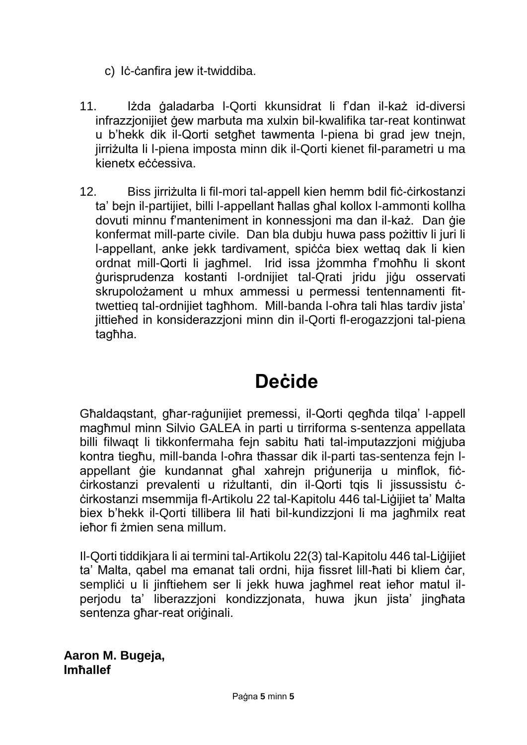c) Iċ-ċanfira jew it-twiddiba.

11. Iżda ġaladarba l-Qorti kkunsidrat li f'dan il-każ id-diversi infrazzjonijiet ġew marbuta ma xulxin bil-kwalifika tar-reat kontinwat u b'hekk dik il-Qorti setgħet tawmenta l-piena bi grad jew tnejn, jirriżulta li l-piena imposta minn dik il-Qorti kienet fil-parametri u ma kienetx eċċessiva.

12. Biss jirriżulta li fil-mori tal-appell kien hemm bdil fiċ-ċirkostanzi ta' bejn il-partijiet, billi l-appellant ħallas għal kollox l-ammonti kollha dovuti minnu f'manteniment in konnessjoni ma dan il-każ. Dan ġie konfermat mill-parte civile. Dan bla dubju huwa pass pożittiv li juri li l-appellant, anke jekk tardivament, spiċċa biex wettaq dak li kien ordnat mill-Qorti li jagħmel. Irid issa jżommha f'moħħu li skont ġurisprudenza kostanti l-ordnijiet tal-Qrati jridu jiġu osservati skrupolożament u mhux ammessi u permessi tentennamenti fit-twettieq tal-ordnijiet tagħhom. Mill-banda l-oħra tali ħlas tardiv jista' jittieħed in konsiderazzjoni minn din il-Qorti fl-erogazzjoni tal-piena tagħha.

# Deċide

Għaldaqstant, għar-raġunijiet premessi, il-Qorti qegħda tilqa' l-appell magħmul minn Silvio GALEA in parti u tirriforma s-sentenza appellata billi filwaqt li tikkonfermaha fejn sabitu ħati tal-imputazzjoni miġjuba kontra tiegħu, mill-banda l-oħra tħassar dik il-parti tas-sentenza fejn l-appellant ġie kundannat għal xahrejn priġunerija u minflok, fiċ-ċirkostanzi prevalenti u riżultanti, din il-Qorti tqis li jissussistu ċ-ċirkostanzi msemmija fl-Artikolu 22 tal-Kapitolu 446 tal-Liġijiet ta' Malta biex b'hekk il-Qorti tillibera lil ħati bil-kundizzjoni li ma jagħmilx reat ieħor fi żmien sena millum.

Il-Qorti tiddikjara li ai termini tal-Artikolu 22(3) tal-Kapitolu 446 tal-Liġijiet ta' Malta, qabel ma emanat tali ordni, hija fissret lill-ħati bi kliem ċar, sempliċi u li jinftiehem ser li jekk huwa jagħmel reat ieħor matul il-perjodu ta' liberazzjoni kondizzjonata, huwa jkun jista' jingħata sentenza għar-reat oriġinali.

**Aaron M. Bugeja,**
**Imħallef**